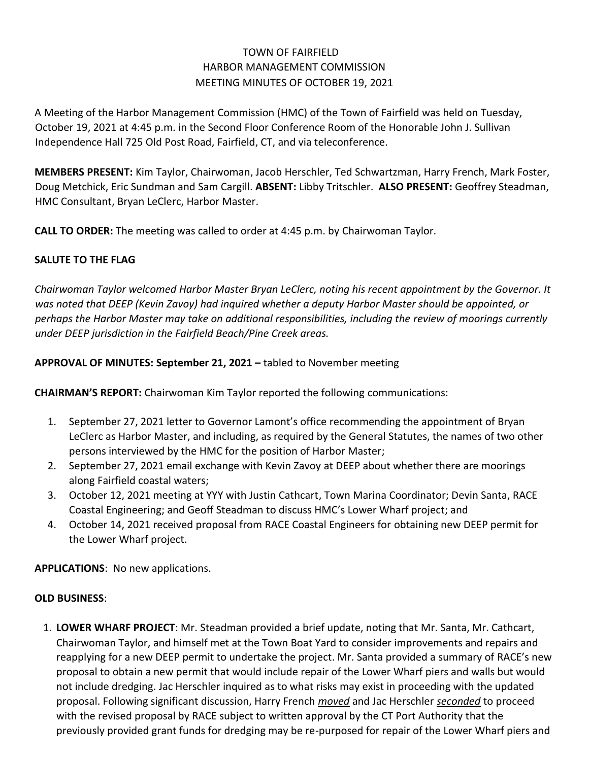TOWN OF FAIRFIELD
HARBOR MANAGEMENT COMMISSION
MEETING MINUTES OF OCTOBER 19, 2021

A Meeting of the Harbor Management Commission (HMC) of the Town of Fairfield was held on Tuesday, October 19, 2021 at 4:45 p.m. in the Second Floor Conference Room of the Honorable John J. Sullivan Independence Hall 725 Old Post Road, Fairfield, CT, and via teleconference.

**MEMBERS PRESENT:** Kim Taylor, Chairwoman, Jacob Herschler, Ted Schwartzman, Harry French, Mark Foster, Doug Metchick, Eric Sundman and Sam Cargill. **ABSENT:** Libby Tritschler. **ALSO PRESENT:** Geoffrey Steadman, HMC Consultant, Bryan LeClerc, Harbor Master.

**CALL TO ORDER:** The meeting was called to order at 4:45 p.m. by Chairwoman Taylor.

**SALUTE TO THE FLAG**

*Chairwoman Taylor welcomed Harbor Master Bryan LeClerc, noting his recent appointment by the Governor. It was noted that DEEP (Kevin Zavoy) had inquired whether a deputy Harbor Master should be appointed, or perhaps the Harbor Master may take on additional responsibilities, including the review of moorings currently under DEEP jurisdiction in the Fairfield Beach/Pine Creek areas.*

**APPROVAL OF MINUTES: September 21, 2021 –** tabled to November meeting

**CHAIRMAN'S REPORT:** Chairwoman Kim Taylor reported the following communications:

1. September 27, 2021 letter to Governor Lamont's office recommending the appointment of Bryan LeClerc as Harbor Master, and including, as required by the General Statutes, the names of two other persons interviewed by the HMC for the position of Harbor Master;
2. September 27, 2021 email exchange with Kevin Zavoy at DEEP about whether there are moorings along Fairfield coastal waters;
3. October 12, 2021 meeting at YYY with Justin Cathcart, Town Marina Coordinator; Devin Santa, RACE Coastal Engineering; and Geoff Steadman to discuss HMC's Lower Wharf project; and
4. October 14, 2021 received proposal from RACE Coastal Engineers for obtaining new DEEP permit for the Lower Wharf project.

**APPLICATIONS**: No new applications.

**OLD BUSINESS**:

1. **LOWER WHARF PROJECT**: Mr. Steadman provided a brief update, noting that Mr. Santa, Mr. Cathcart, Chairwoman Taylor, and himself met at the Town Boat Yard to consider improvements and repairs and reapplying for a new DEEP permit to undertake the project. Mr. Santa provided a summary of RACE's new proposal to obtain a new permit that would include repair of the Lower Wharf piers and walls but would not include dredging. Jac Herschler inquired as to what risks may exist in proceeding with the updated proposal. Following significant discussion, Harry French ***moved*** and Jac Herschler ***seconded*** to proceed with the revised proposal by RACE subject to written approval by the CT Port Authority that the previously provided grant funds for dredging may be re-purposed for repair of the Lower Wharf piers and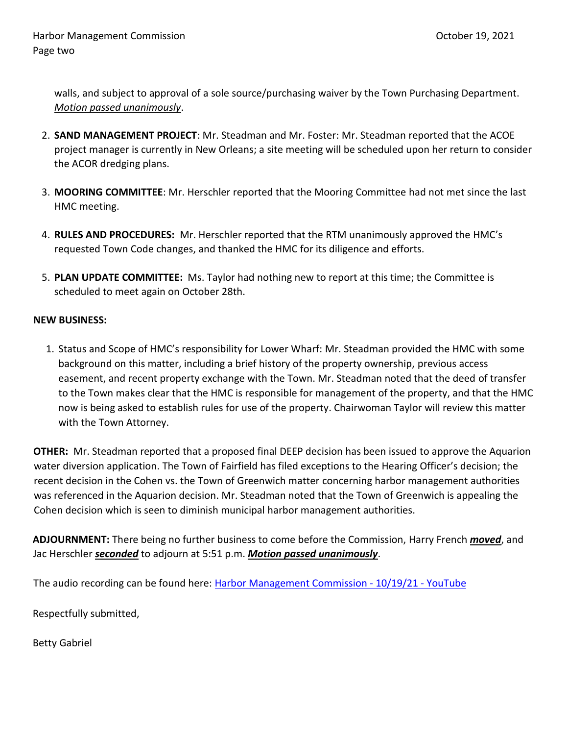walls, and subject to approval of a sole source/purchasing waiver by the Town Purchasing Department. *Motion passed unanimously*.

2. **SAND MANAGEMENT PROJECT**: Mr. Steadman and Mr. Foster: Mr. Steadman reported that the ACOE project manager is currently in New Orleans; a site meeting will be scheduled upon her return to consider the ACOR dredging plans.

3. **MOORING COMMITTEE**: Mr. Herschler reported that the Mooring Committee had not met since the last HMC meeting.

4. **RULES AND PROCEDURES:** Mr. Herschler reported that the RTM unanimously approved the HMC's requested Town Code changes, and thanked the HMC for its diligence and efforts.

5. **PLAN UPDATE COMMITTEE:** Ms. Taylor had nothing new to report at this time; the Committee is scheduled to meet again on October 28th.

**NEW BUSINESS:**

1. Status and Scope of HMC's responsibility for Lower Wharf: Mr. Steadman provided the HMC with some background on this matter, including a brief history of the property ownership, previous access easement, and recent property exchange with the Town. Mr. Steadman noted that the deed of transfer to the Town makes clear that the HMC is responsible for management of the property, and that the HMC now is being asked to establish rules for use of the property. Chairwoman Taylor will review this matter with the Town Attorney.

**OTHER:** Mr. Steadman reported that a proposed final DEEP decision has been issued to approve the Aquarion water diversion application. The Town of Fairfield has filed exceptions to the Hearing Officer's decision; the recent decision in the Cohen vs. the Town of Greenwich matter concerning harbor management authorities was referenced in the Aquarion decision. Mr. Steadman noted that the Town of Greenwich is appealing the Cohen decision which is seen to diminish municipal harbor management authorities.

**ADJOURNMENT:** There being no further business to come before the Commission, Harry French ***moved***, and Jac Herschler ***seconded*** to adjourn at 5:51 p.m. ***Motion passed unanimously***.

The audio recording can be found here: [Harbor Management Commission - 10/19/21 - YouTube]

Respectfully submitted,

Betty Gabriel